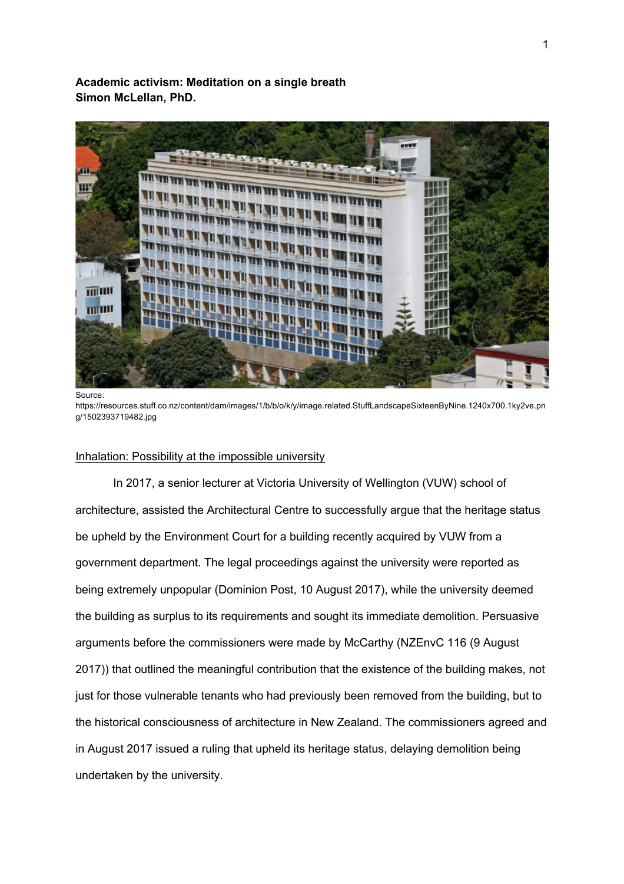**Academic activism: Meditation on a single breath**
**Simon McLellan, PhD.**

Source:
https://resources.stuff.co.nz/content/dam/images/1/b/b/o/k/y/image.related.StuffLandscapeSixteenByNine.1240x700.1ky2ve.png/1502393719482.jpg

## Inhalation: Possibility at the impossible university

In 2017, a senior lecturer at Victoria University of Wellington (VUW) school of architecture, assisted the Architectural Centre to successfully argue that the heritage status be upheld by the Environment Court for a building recently acquired by VUW from a government department. The legal proceedings against the university were reported as being extremely unpopular (Dominion Post, 10 August 2017), while the university deemed the building as surplus to its requirements and sought its immediate demolition. Persuasive arguments before the commissioners were made by McCarthy (NZEnvC 116 (9 August 2017)) that outlined the meaningful contribution that the existence of the building makes, not just for those vulnerable tenants who had previously been removed from the building, but to the historical consciousness of architecture in New Zealand. The commissioners agreed and in August 2017 issued a ruling that upheld its heritage status, delaying demolition being undertaken by the university.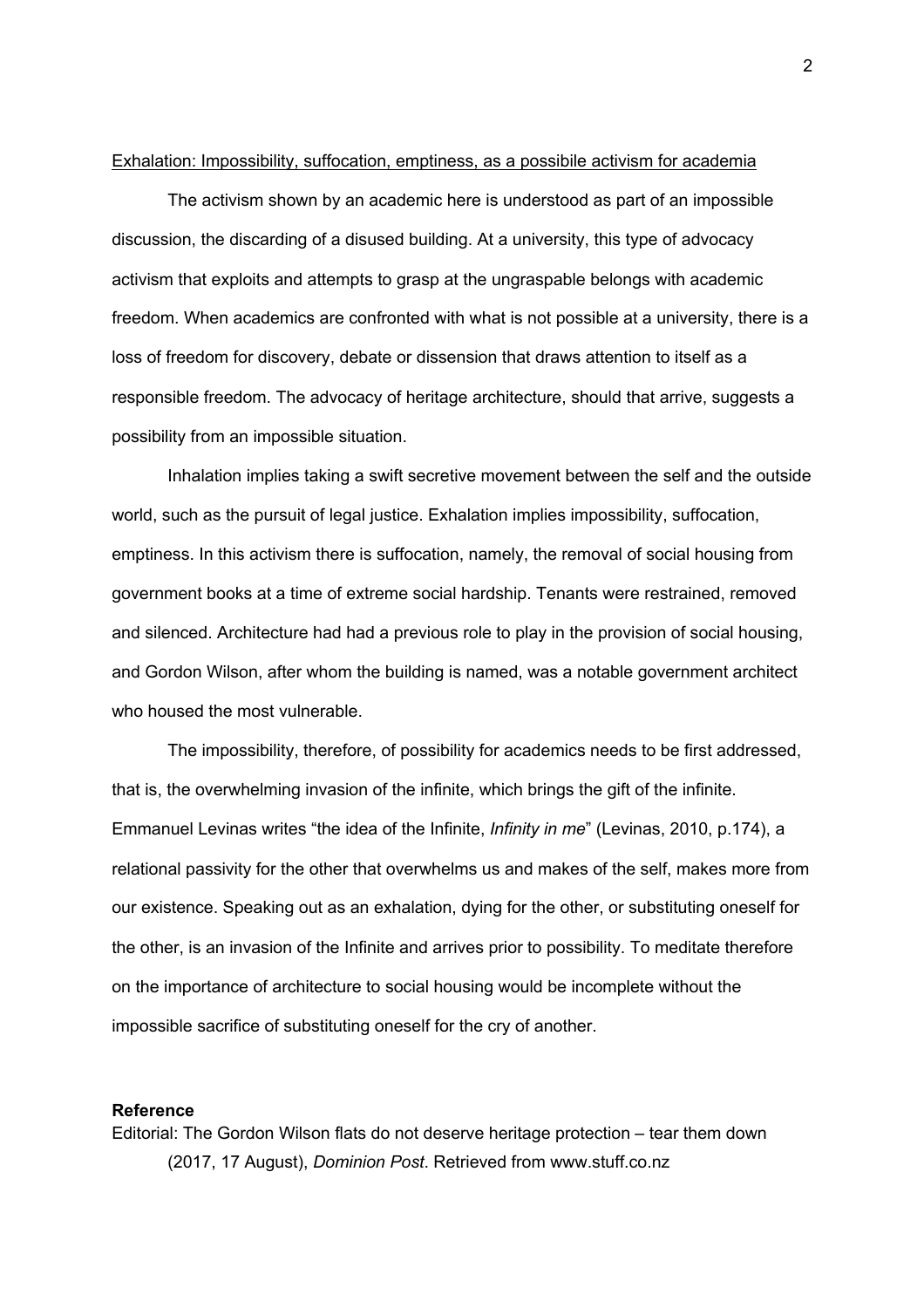Exhalation: Impossibility, suffocation, emptiness, as a possibile activism for academia

The activism shown by an academic here is understood as part of an impossible discussion, the discarding of a disused building. At a university, this type of advocacy activism that exploits and attempts to grasp at the ungraspable belongs with academic freedom. When academics are confronted with what is not possible at a university, there is a loss of freedom for discovery, debate or dissension that draws attention to itself as a responsible freedom. The advocacy of heritage architecture, should that arrive, suggests a possibility from an impossible situation.

Inhalation implies taking a swift secretive movement between the self and the outside world, such as the pursuit of legal justice. Exhalation implies impossibility, suffocation, emptiness. In this activism there is suffocation, namely, the removal of social housing from government books at a time of extreme social hardship. Tenants were restrained, removed and silenced. Architecture had had a previous role to play in the provision of social housing, and Gordon Wilson, after whom the building is named, was a notable government architect who housed the most vulnerable.

The impossibility, therefore, of possibility for academics needs to be first addressed, that is, the overwhelming invasion of the infinite, which brings the gift of the infinite. Emmanuel Levinas writes "the idea of the Infinite, *Infinity in me*" (Levinas, 2010, p.174), a relational passivity for the other that overwhelms us and makes of the self, makes more from our existence. Speaking out as an exhalation, dying for the other, or substituting oneself for the other, is an invasion of the Infinite and arrives prior to possibility. To meditate therefore on the importance of architecture to social housing would be incomplete without the impossible sacrifice of substituting oneself for the cry of another.

**Reference**

Editorial: The Gordon Wilson flats do not deserve heritage protection – tear them down (2017, 17 August), *Dominion Post*. Retrieved from www.stuff.co.nz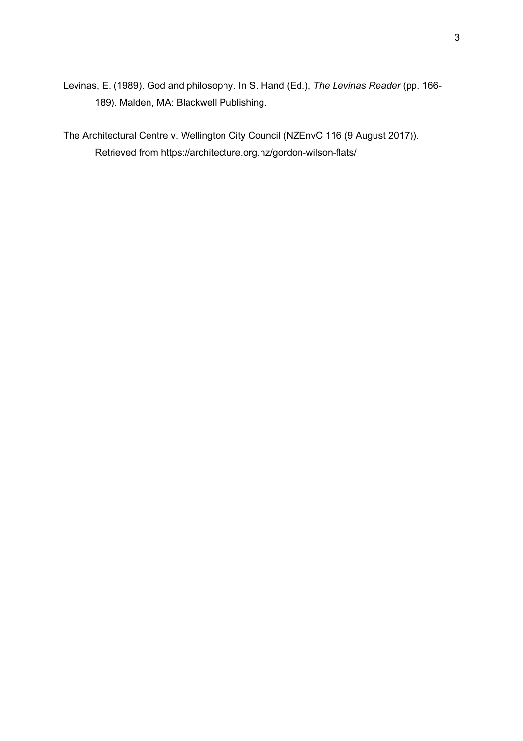Levinas, E. (1989). God and philosophy. In S. Hand (Ed.), *The Levinas Reader* (pp. 166-189). Malden, MA: Blackwell Publishing.

The Architectural Centre v. Wellington City Council (NZEnvC 116 (9 August 2017)). Retrieved from https://architecture.org.nz/gordon-wilson-flats/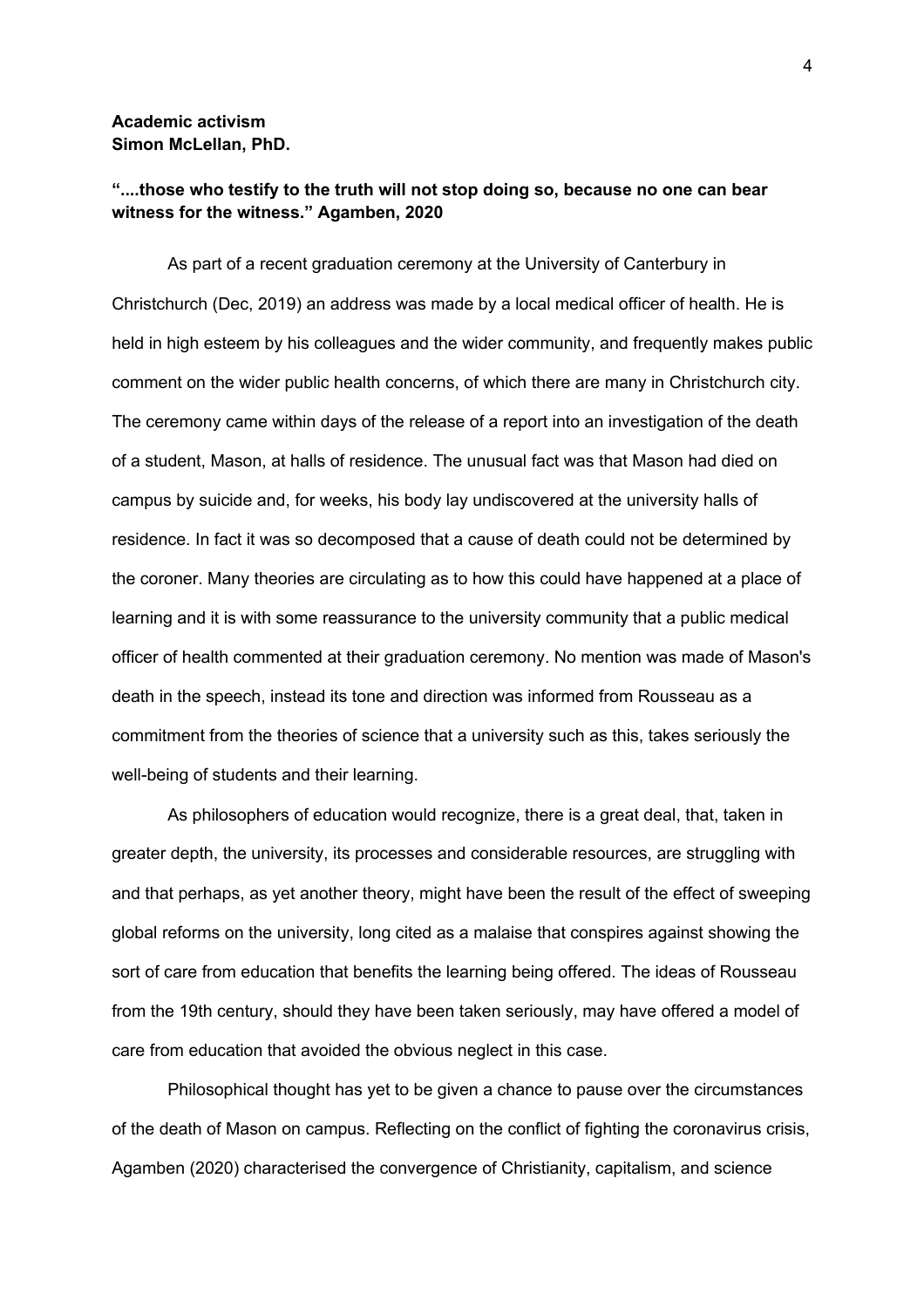**Academic activism**
**Simon McLellan, PhD.**

**"....those who testify to the truth will not stop doing so, because no one can bear witness for the witness." Agamben, 2020**

As part of a recent graduation ceremony at the University of Canterbury in Christchurch (Dec, 2019) an address was made by a local medical officer of health. He is held in high esteem by his colleagues and the wider community, and frequently makes public comment on the wider public health concerns, of which there are many in Christchurch city. The ceremony came within days of the release of a report into an investigation of the death of a student, Mason, at halls of residence. The unusual fact was that Mason had died on campus by suicide and, for weeks, his body lay undiscovered at the university halls of residence. In fact it was so decomposed that a cause of death could not be determined by the coroner. Many theories are circulating as to how this could have happened at a place of learning and it is with some reassurance to the university community that a public medical officer of health commented at their graduation ceremony. No mention was made of Mason's death in the speech, instead its tone and direction was informed from Rousseau as a commitment from the theories of science that a university such as this, takes seriously the well-being of students and their learning.

As philosophers of education would recognize, there is a great deal, that, taken in greater depth, the university, its processes and considerable resources, are struggling with and that perhaps, as yet another theory, might have been the result of the effect of sweeping global reforms on the university, long cited as a malaise that conspires against showing the sort of care from education that benefits the learning being offered. The ideas of Rousseau from the 19th century, should they have been taken seriously, may have offered a model of care from education that avoided the obvious neglect in this case.

Philosophical thought has yet to be given a chance to pause over the circumstances of the death of Mason on campus. Reflecting on the conflict of fighting the coronavirus crisis, Agamben (2020) characterised the convergence of Christianity, capitalism, and science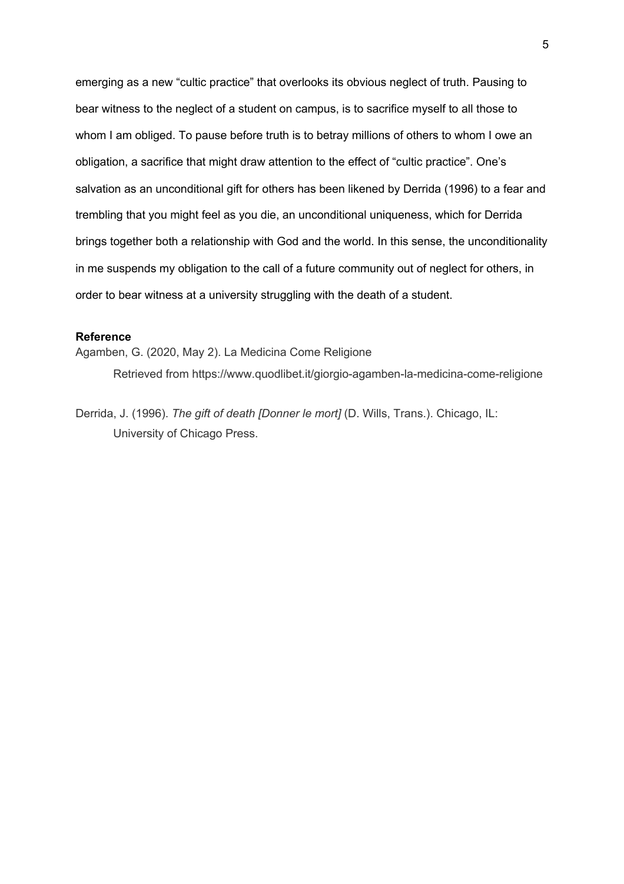emerging as a new “cultic practice” that overlooks its obvious neglect of truth. Pausing to bear witness to the neglect of a student on campus, is to sacrifice myself to all those to whom I am obliged. To pause before truth is to betray millions of others to whom I owe an obligation, a sacrifice that might draw attention to the effect of “cultic practice”. One’s salvation as an unconditional gift for others has been likened by Derrida (1996) to a fear and trembling that you might feel as you die, an unconditional uniqueness, which for Derrida brings together both a relationship with God and the world. In this sense, the unconditionality in me suspends my obligation to the call of a future community out of neglect for others, in order to bear witness at a university struggling with the death of a student.

**Reference**

Agamben, G. (2020, May 2). La Medicina Come Religione Retrieved from https://www.quodlibet.it/giorgio-agamben-la-medicina-come-religione

Derrida, J. (1996). *The gift of death [Donner le mort]* (D. Wills, Trans.). Chicago, IL: University of Chicago Press.